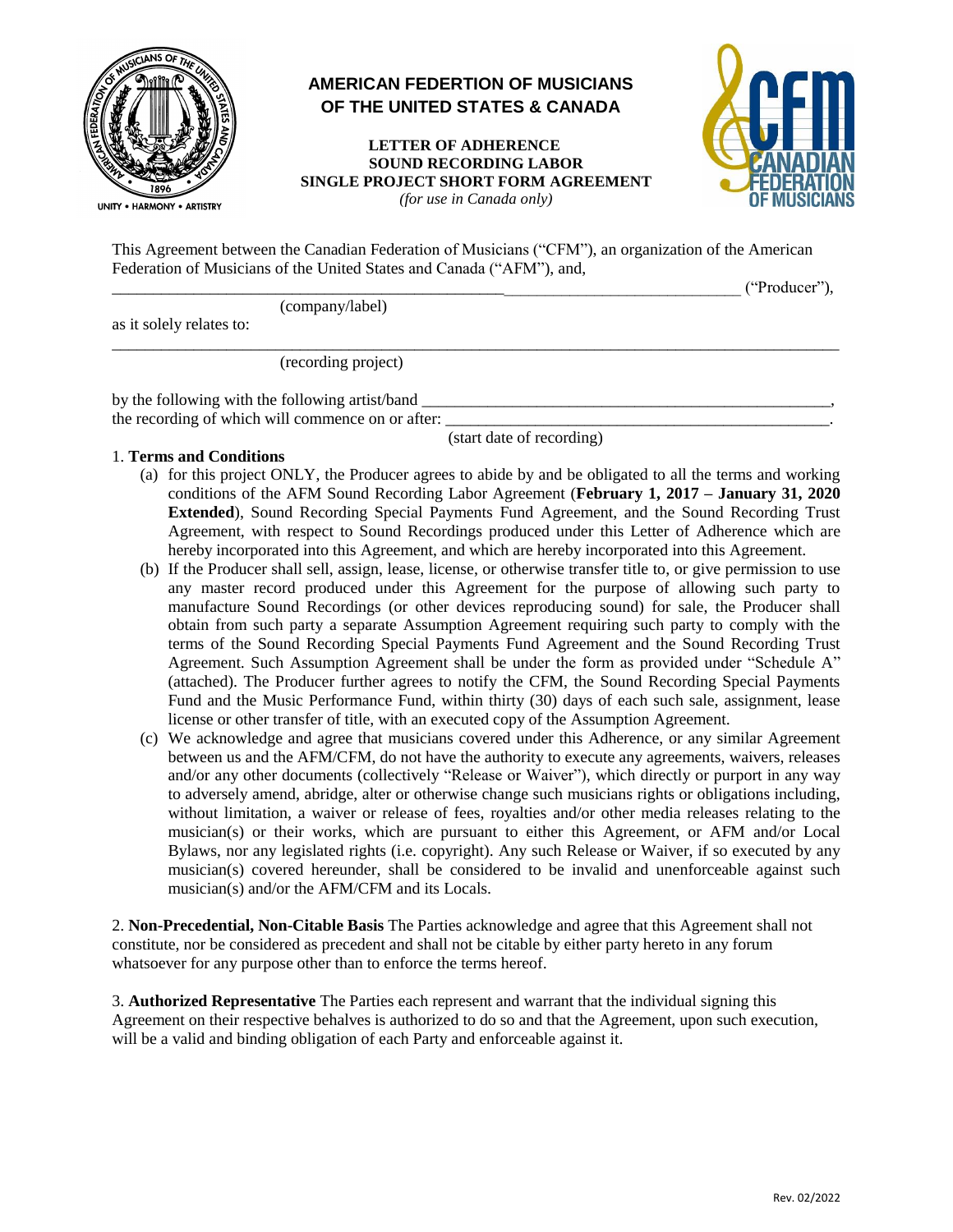# AMERICAN FEDERTION OF MUSICIANS OF THE UNITED STATES & CANADA

**LETTER OF ADHERENCE**
**SOUND RECORDING LABOR**
**SINGLE PROJECT SHORT FORM AGREEMENT**
*(for use in Canada only)*

This Agreement between the Canadian Federation of Musicians ("CFM"), an organization of the American Federation of Musicians of the United States and Canada ("AFM"), and,

_____________________________________________________________________________ ("Producer"),
(company/label)

as it solely relates to:

_____________________________________________________________________________
(recording project)

by the following with the following artist/band _______________________________________________,
the recording of which will commence on or after: ____________________________________________.
(start date of recording)

1. **Terms and Conditions**

(a) for this project ONLY, the Producer agrees to abide by and be obligated to all the terms and working conditions of the AFM Sound Recording Labor Agreement (**February 1, 2017 – January 31, 2020 Extended**), Sound Recording Special Payments Fund Agreement, and the Sound Recording Trust Agreement, with respect to Sound Recordings produced under this Letter of Adherence which are hereby incorporated into this Agreement, and which are hereby incorporated into this Agreement.

(b) If the Producer shall sell, assign, lease, license, or otherwise transfer title to, or give permission to use any master record produced under this Agreement for the purpose of allowing such party to manufacture Sound Recordings (or other devices reproducing sound) for sale, the Producer shall obtain from such party a separate Assumption Agreement requiring such party to comply with the terms of the Sound Recording Special Payments Fund Agreement and the Sound Recording Trust Agreement. Such Assumption Agreement shall be under the form as provided under "Schedule A" (attached). The Producer further agrees to notify the CFM, the Sound Recording Special Payments Fund and the Music Performance Fund, within thirty (30) days of each such sale, assignment, lease license or other transfer of title, with an executed copy of the Assumption Agreement.

(c) We acknowledge and agree that musicians covered under this Adherence, or any similar Agreement between us and the AFM/CFM, do not have the authority to execute any agreements, waivers, releases and/or any other documents (collectively "Release or Waiver"), which directly or purport in any way to adversely amend, abridge, alter or otherwise change such musicians rights or obligations including, without limitation, a waiver or release of fees, royalties and/or other media releases relating to the musician(s) or their works, which are pursuant to either this Agreement, or AFM and/or Local Bylaws, nor any legislated rights (i.e. copyright). Any such Release or Waiver, if so executed by any musician(s) covered hereunder, shall be considered to be invalid and unenforceable against such musician(s) and/or the AFM/CFM and its Locals.

2. **Non-Precedential, Non-Citable Basis** The Parties acknowledge and agree that this Agreement shall not constitute, nor be considered as precedent and shall not be citable by either party hereto in any forum whatsoever for any purpose other than to enforce the terms hereof.

3. **Authorized Representative** The Parties each represent and warrant that the individual signing this Agreement on their respective behalves is authorized to do so and that the Agreement, upon such execution, will be a valid and binding obligation of each Party and enforceable against it.

Rev. 02/2022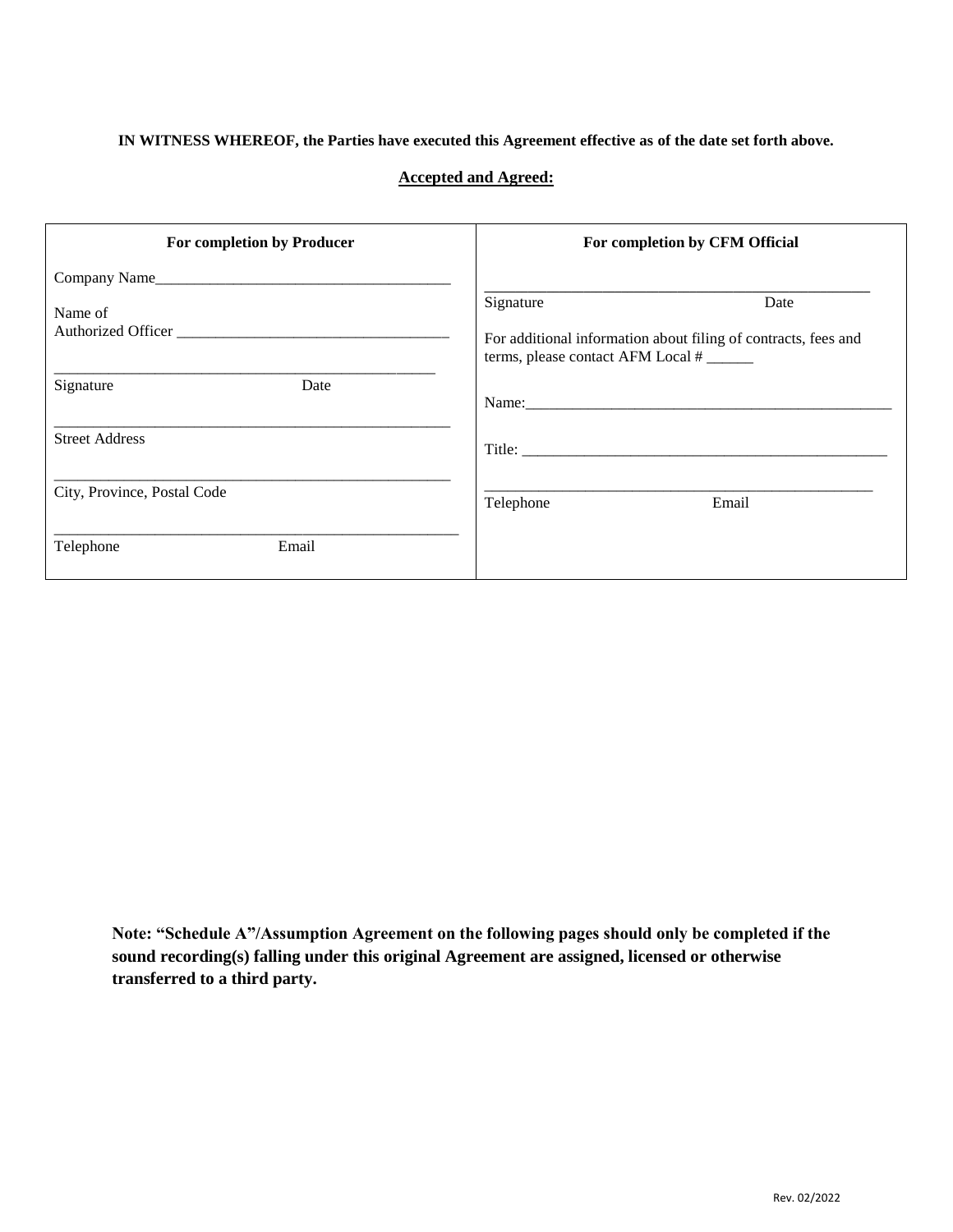**IN WITNESS WHEREOF, the Parties have executed this Agreement effective as of the date set forth above.**

**Accepted and Agreed:**

| For completion by Producer | For completion by CFM Official |
|---|---|
| Company Name_____________________________________ | _________________________________________________ |
| Name of Authorized Officer ___________________________________ | Signature                                    Date |
| _________________________________________________ | For additional information about filing of contracts, fees and terms, please contact AFM Local # ______ |
| Signature                        Date | Name:_________________________________________________ |
| _____________________________________________________ | Title: ________________________________________________ |
| Street Address | _____________________________________________________ |
| _____________________________________________________ | Telephone                        Email |
| City, Province, Postal Code | |
| _____________________________________________________ | |
| Telephone                        Email | |

**Note: "Schedule A"/Assumption Agreement on the following pages should only be completed if the sound recording(s) falling under this original Agreement are assigned, licensed or otherwise transferred to a third party.**

Rev. 02/2022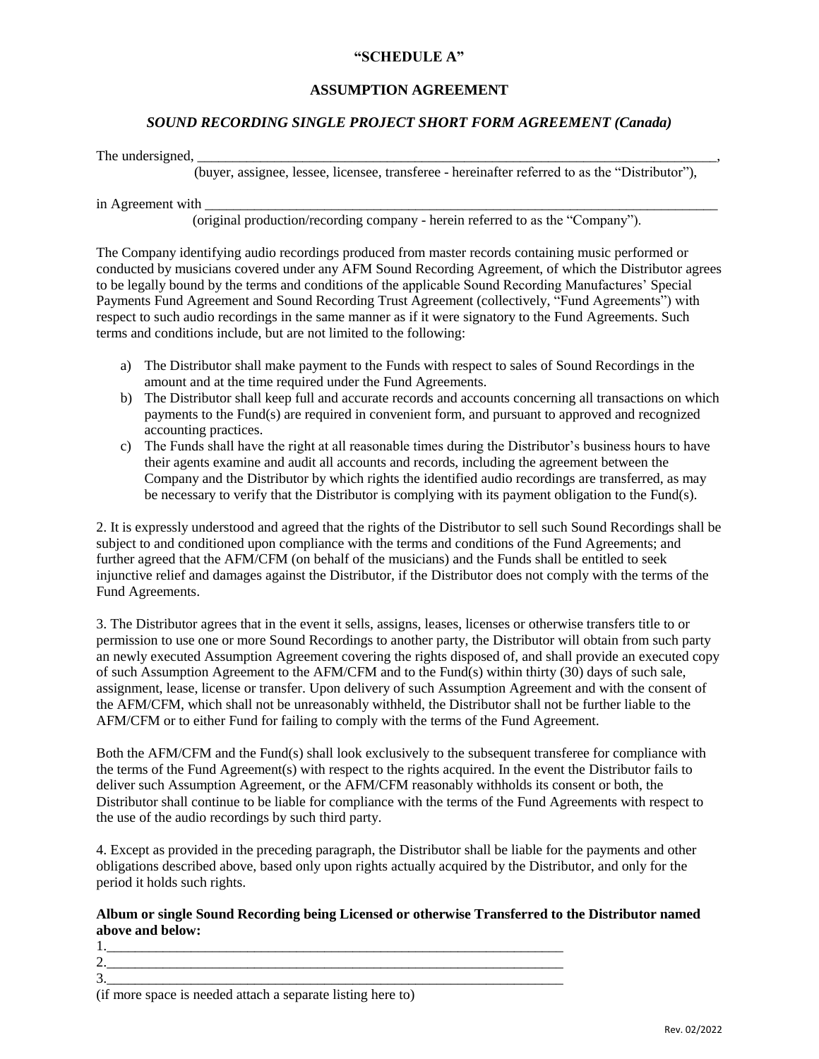**"SCHEDULE A"**

**ASSUMPTION AGREEMENT**

***SOUND RECORDING SINGLE PROJECT SHORT FORM AGREEMENT (Canada)***

The undersigned, ______________________________________________________________________________,
(buyer, assignee, lessee, licensee, transferee - hereinafter referred to as the "Distributor"),

in Agreement with ______________________________________________________________________________
(original production/recording company - herein referred to as the "Company").

The Company identifying audio recordings produced from master records containing music performed or conducted by musicians covered under any AFM Sound Recording Agreement, of which the Distributor agrees to be legally bound by the terms and conditions of the applicable Sound Recording Manufactures' Special Payments Fund Agreement and Sound Recording Trust Agreement (collectively, "Fund Agreements") with respect to such audio recordings in the same manner as if it were signatory to the Fund Agreements. Such terms and conditions include, but are not limited to the following:

a) The Distributor shall make payment to the Funds with respect to sales of Sound Recordings in the amount and at the time required under the Fund Agreements.
b) The Distributor shall keep full and accurate records and accounts concerning all transactions on which payments to the Fund(s) are required in convenient form, and pursuant to approved and recognized accounting practices.
c) The Funds shall have the right at all reasonable times during the Distributor's business hours to have their agents examine and audit all accounts and records, including the agreement between the Company and the Distributor by which rights the identified audio recordings are transferred, as may be necessary to verify that the Distributor is complying with its payment obligation to the Fund(s).

2. It is expressly understood and agreed that the rights of the Distributor to sell such Sound Recordings shall be subject to and conditioned upon compliance with the terms and conditions of the Fund Agreements; and further agreed that the AFM/CFM (on behalf of the musicians) and the Funds shall be entitled to seek injunctive relief and damages against the Distributor, if the Distributor does not comply with the terms of the Fund Agreements.

3. The Distributor agrees that in the event it sells, assigns, leases, licenses or otherwise transfers title to or permission to use one or more Sound Recordings to another party, the Distributor will obtain from such party an newly executed Assumption Agreement covering the rights disposed of, and shall provide an executed copy of such Assumption Agreement to the AFM/CFM and to the Fund(s) within thirty (30) days of such sale, assignment, lease, license or transfer. Upon delivery of such Assumption Agreement and with the consent of the AFM/CFM, which shall not be unreasonably withheld, the Distributor shall not be further liable to the AFM/CFM or to either Fund for failing to comply with the terms of the Fund Agreement.

Both the AFM/CFM and the Fund(s) shall look exclusively to the subsequent transferee for compliance with the terms of the Fund Agreement(s) with respect to the rights acquired. In the event the Distributor fails to deliver such Assumption Agreement, or the AFM/CFM reasonably withholds its consent or both, the Distributor shall continue to be liable for compliance with the terms of the Fund Agreements with respect to the use of the audio recordings by such third party.

4. Except as provided in the preceding paragraph, the Distributor shall be liable for the payments and other obligations described above, based only upon rights actually acquired by the Distributor, and only for the period it holds such rights.

**Album or single Sound Recording being Licensed or otherwise Transferred to the Distributor named above and below:**

1.______________________________________________________________________
2.______________________________________________________________________
3.______________________________________________________________________

(if more space is needed attach a separate listing here to)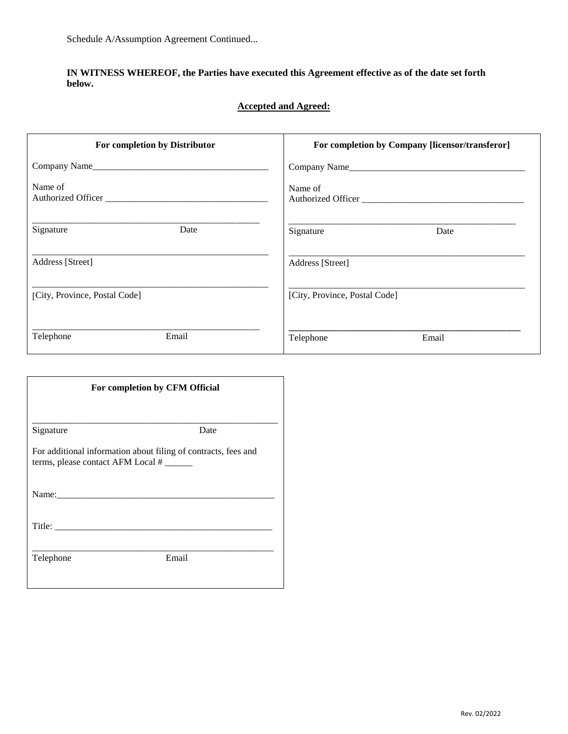Schedule A/Assumption Agreement Continued...

**IN WITNESS WHEREOF, the Parties have executed this Agreement effective as of the date set forth below.**

**Accepted and Agreed:**

| **For completion by Distributor** | **For completion by Company [licensor/transferor]** |
| --- | --- |
| Company Name_____________________________________ | Company Name_____________________________________ |
| Name of Authorized Officer ___________________________________ | Name of Authorized Officer ___________________________________ |
| ________________________________________________<br>Signature Date | ________________________________________________<br>Signature Date |
| ________________________________________________<br>Address [Street] | ________________________________________________<br>Address [Street] |
| ________________________________________________<br>[City, Province, Postal Code] | ________________________________________________<br>[City, Province, Postal Code] |
| ________________________________________________<br>Telephone Email | ________________________________________________<br>Telephone Email |

| **For completion by CFM Official** |
| --- |
| ________________________________________________<br>Signature Date |
| For additional information about filing of contracts, fees and terms, please contact AFM Local # ______ |
| Name:_______________________________________________ |
| Title: _______________________________________________ |
| ________________________________________________<br>Telephone Email |

Rev. 02/2022